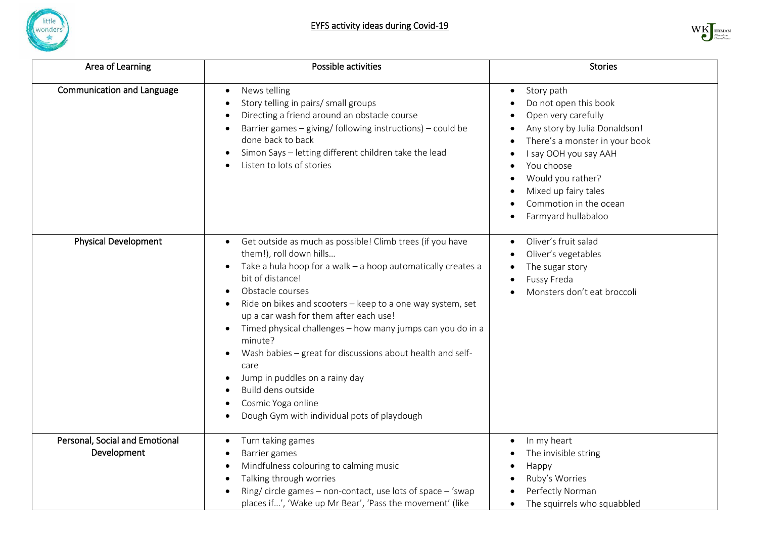# EYFS activity ideas during Covid-19

| Area of Learning | Possible activities | Stories |
|---|---|---|
| Communication and Language | • News telling<br>• Story telling in pairs/ small groups<br>• Directing a friend around an obstacle course<br>• Barrier games – giving/ following instructions) – could be done back to back<br>• Simon Says – letting different children take the lead<br>• Listen to lots of stories | • Story path<br>• Do not open this book<br>• Open very carefully<br>• Any story by Julia Donaldson!<br>• There's a monster in your book<br>• I say OOH you say AAH<br>• You choose<br>• Would you rather?<br>• Mixed up fairy tales<br>• Commotion in the ocean<br>• Farmyard hullabaloo |
| Physical Development | • Get outside as much as possible! Climb trees (if you have them!), roll down hills…<br>• Take a hula hoop for a walk – a hoop automatically creates a bit of distance!<br>• Obstacle courses<br>• Ride on bikes and scooters – keep to a one way system, set up a car wash for them after each use!<br>• Timed physical challenges – how many jumps can you do in a minute?<br>• Wash babies – great for discussions about health and self-care<br>• Jump in puddles on a rainy day<br>• Build dens outside<br>• Cosmic Yoga online<br>• Dough Gym with individual pots of playdough | • Oliver's fruit salad<br>• Oliver's vegetables<br>• The sugar story<br>• Fussy Freda<br>• Monsters don't eat broccoli |
| Personal, Social and Emotional Development | • Turn taking games<br>• Barrier games<br>• Mindfulness colouring to calming music<br>• Talking through worries<br>• Ring/ circle games – non-contact, use lots of space – 'swap places if…', 'Wake up Mr Bear', 'Pass the movement' (like | • In my heart<br>• The invisible string<br>• Happy<br>• Ruby's Worries<br>• Perfectly Norman<br>• The squirrels who squabbled |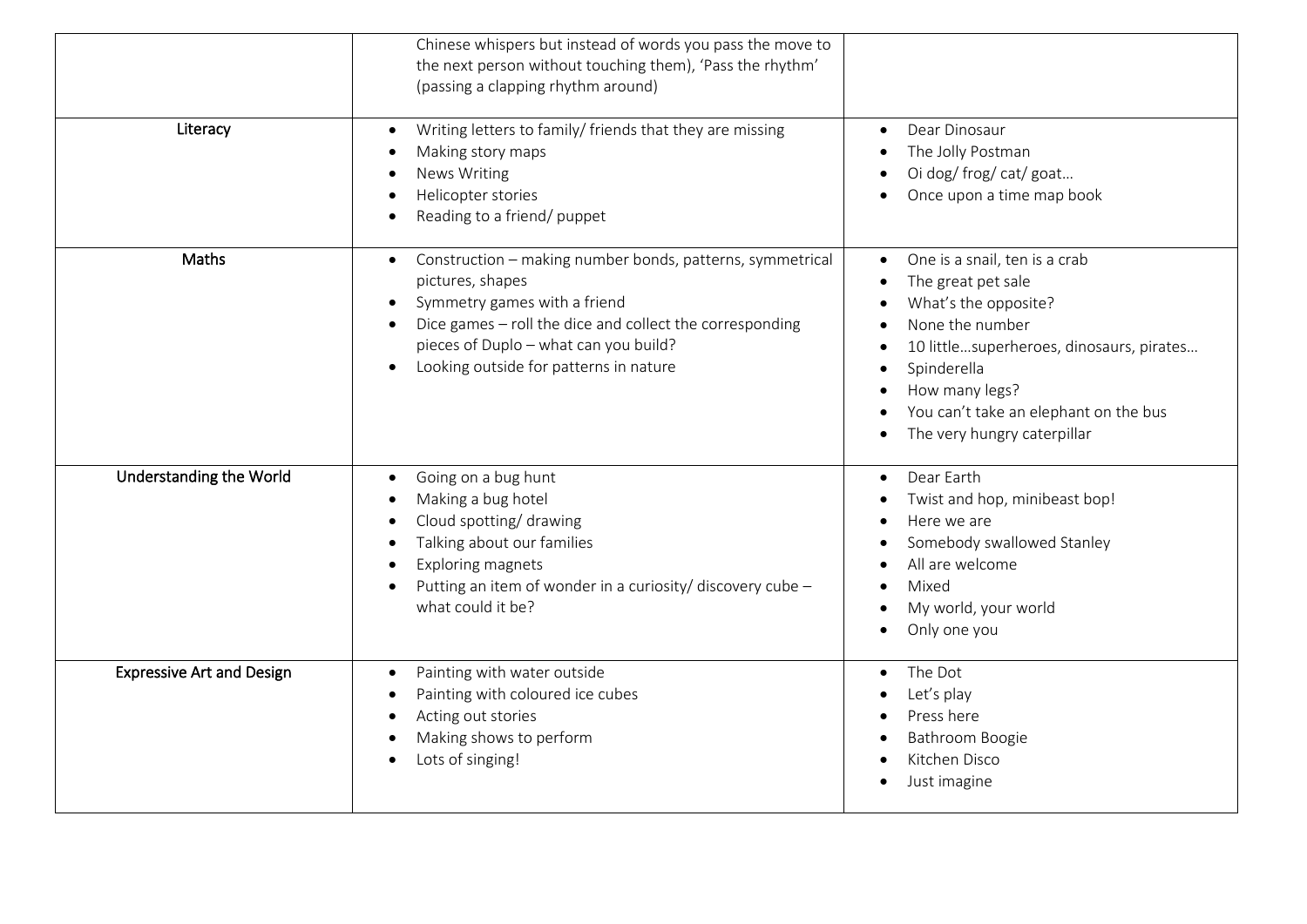| | | |
|---|---|---|
| | Chinese whispers but instead of words you pass the move to the next person without touching them), 'Pass the rhythm' (passing a clapping rhythm around) | |
| Literacy | • Writing letters to family/ friends that they are missing<br>• Making story maps<br>• News Writing<br>• Helicopter stories<br>• Reading to a friend/ puppet | • Dear Dinosaur<br>• The Jolly Postman<br>• Oi dog/ frog/ cat/ goat…<br>• Once upon a time map book |
| Maths | • Construction – making number bonds, patterns, symmetrical pictures, shapes<br>• Symmetry games with a friend<br>• Dice games – roll the dice and collect the corresponding pieces of Duplo – what can you build?<br>• Looking outside for patterns in nature | • One is a snail, ten is a crab<br>• The great pet sale<br>• What's the opposite?<br>• None the number<br>• 10 little…superheroes, dinosaurs, pirates…<br>• Spinderella<br>• How many legs?<br>• You can't take an elephant on the bus<br>• The very hungry caterpillar |
| Understanding the World | • Going on a bug hunt<br>• Making a bug hotel<br>• Cloud spotting/ drawing<br>• Talking about our families<br>• Exploring magnets<br>• Putting an item of wonder in a curiosity/ discovery cube – what could it be? | • Dear Earth<br>• Twist and hop, minibeast bop!<br>• Here we are<br>• Somebody swallowed Stanley<br>• All are welcome<br>• Mixed<br>• My world, your world<br>• Only one you |
| Expressive Art and Design | • Painting with water outside<br>• Painting with coloured ice cubes<br>• Acting out stories<br>• Making shows to perform<br>• Lots of singing! | • The Dot<br>• Let's play<br>• Press here<br>• Bathroom Boogie<br>• Kitchen Disco<br>• Just imagine |